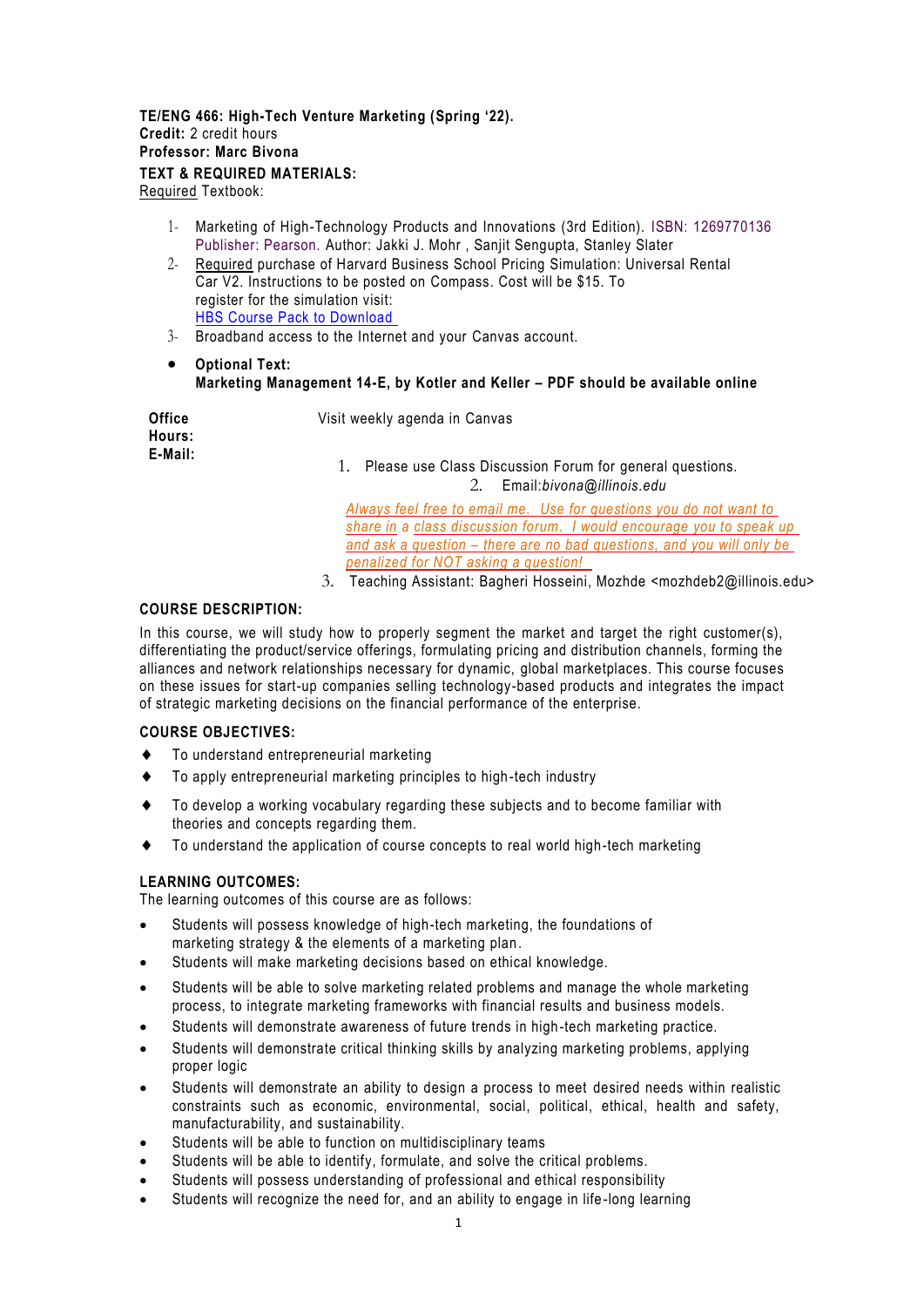**TE/ENG 466: High-Tech Venture Marketing (Spring '22).**
**Credit:** 2 credit hours
**Professor: Marc Bivona**

**TEXT & REQUIRED MATERIALS:**

Required Textbook:

1- Marketing of High-Technology Products and Innovations (3rd Edition). ISBN: 1269770136 Publisher: Pearson. Author: Jakki J. Mohr , Sanjit Sengupta, Stanley Slater
2- Required purchase of Harvard Business School Pricing Simulation: Universal Rental Car V2. Instructions to be posted on Compass. Cost will be $15. To register for the simulation visit: HBS Course Pack to Download
3- Broadband access to the Internet and your Canvas account.

- **Optional Text:**
  **Marketing Management 14-E, by Kotler and Keller – PDF should be available online**

**Office Hours:** Visit weekly agenda in Canvas

**E-Mail:**

1. Please use Class Discussion Forum for general questions.
2. Email: *bivona@illinois.edu*

   *Always feel free to email me. Use for questions you do not want to share in a class discussion forum. I would encourage you to speak up and ask a question – there are no bad questions, and you will only be penalized for NOT asking a question!*

3. Teaching Assistant: Bagheri Hosseini, Mozhde <mozhdeb2@illinois.edu>

**COURSE DESCRIPTION:**

In this course, we will study how to properly segment the market and target the right customer(s), differentiating the product/service offerings, formulating pricing and distribution channels, forming the alliances and network relationships necessary for dynamic, global marketplaces. This course focuses on these issues for start-up companies selling technology-based products and integrates the impact of strategic marketing decisions on the financial performance of the enterprise.

**COURSE OBJECTIVES:**

- To understand entrepreneurial marketing
- To apply entrepreneurial marketing principles to high-tech industry
- To develop a working vocabulary regarding these subjects and to become familiar with theories and concepts regarding them.
- To understand the application of course concepts to real world high-tech marketing

**LEARNING OUTCOMES:**

The learning outcomes of this course are as follows:

- Students will possess knowledge of high-tech marketing, the foundations of marketing strategy & the elements of a marketing plan.
- Students will make marketing decisions based on ethical knowledge.
- Students will be able to solve marketing related problems and manage the whole marketing process, to integrate marketing frameworks with financial results and business models.
- Students will demonstrate awareness of future trends in high-tech marketing practice.
- Students will demonstrate critical thinking skills by analyzing marketing problems, applying proper logic
- Students will demonstrate an ability to design a process to meet desired needs within realistic constraints such as economic, environmental, social, political, ethical, health and safety, manufacturability, and sustainability.
- Students will be able to function on multidisciplinary teams
- Students will be able to identify, formulate, and solve the critical problems.
- Students will possess understanding of professional and ethical responsibility
- Students will recognize the need for, and an ability to engage in life-long learning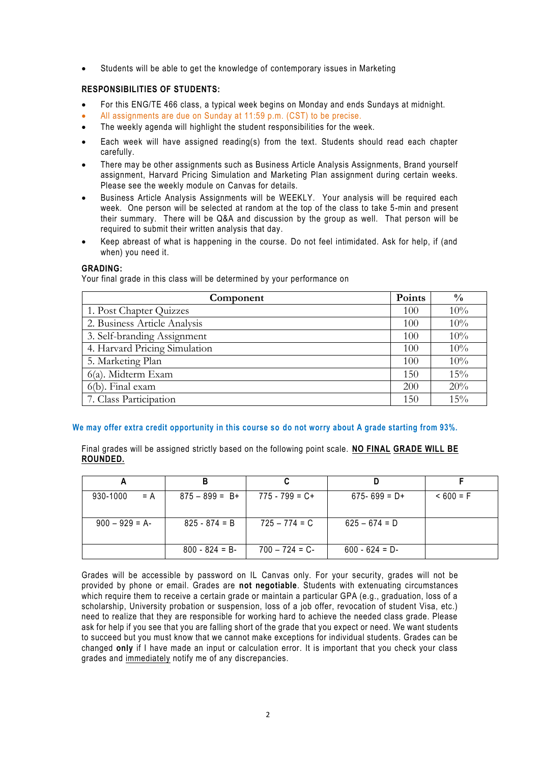- Students will be able to get the knowledge of contemporary issues in Marketing

### RESPONSIBILITIES OF STUDENTS:

- For this ENG/TE 466 class, a typical week begins on Monday and ends Sundays at midnight.
- All assignments are due on Sunday at 11:59 p.m. (CST) to be precise.
- The weekly agenda will highlight the student responsibilities for the week.
- Each week will have assigned reading(s) from the text. Students should read each chapter carefully.
- There may be other assignments such as Business Article Analysis Assignments, Brand yourself assignment, Harvard Pricing Simulation and Marketing Plan assignment during certain weeks. Please see the weekly module on Canvas for details.
- Business Article Analysis Assignments will be WEEKLY. Your analysis will be required each week. One person will be selected at random at the top of the class to take 5-min and present their summary. There will be Q&A and discussion by the group as well. That person will be required to submit their written analysis that day.
- Keep abreast of what is happening in the course. Do not feel intimidated. Ask for help, if (and when) you need it.

### GRADING:

Your final grade in this class will be determined by your performance on

| Component | Points | % |
|---|---|---|
| 1. Post Chapter Quizzes | 100 | 10% |
| 2. Business Article Analysis | 100 | 10% |
| 3. Self-branding Assignment | 100 | 10% |
| 4. Harvard Pricing Simulation | 100 | 10% |
| 5. Marketing Plan | 100 | 10% |
| 6(a). Midterm Exam | 150 | 15% |
| 6(b). Final exam | 200 | 20% |
| 7. Class Participation | 150 | 15% |

**We may offer extra credit opportunity in this course so do not worry about A grade starting from 93%.**

Final grades will be assigned strictly based on the following point scale. **NO FINAL GRADE WILL BE ROUNDED.**

| A | B | C | D | F |
|---|---|---|---|---|
| 930-1000 = A | 875 – 899 = B+ | 775 - 799 = C+ | 675- 699 = D+ | < 600 = F |
| 900 – 929 = A- | 825 - 874 = B | 725 – 774 = C | 625 – 674 = D | |
| | 800 - 824 = B- | 700 – 724 = C- | 600 - 624 = D- | |

Grades will be accessible by password on IL Canvas only. For your security, grades will not be provided by phone or email. Grades are **not negotiable**. Students with extenuating circumstances which require them to receive a certain grade or maintain a particular GPA (e.g., graduation, loss of a scholarship, University probation or suspension, loss of a job offer, revocation of student Visa, etc.) need to realize that they are responsible for working hard to achieve the needed class grade. Please ask for help if you see that you are falling short of the grade that you expect or need. We want students to succeed but you must know that we cannot make exceptions for individual students. Grades can be changed **only** if I have made an input or calculation error. It is important that you check your class grades and immediately notify me of any discrepancies.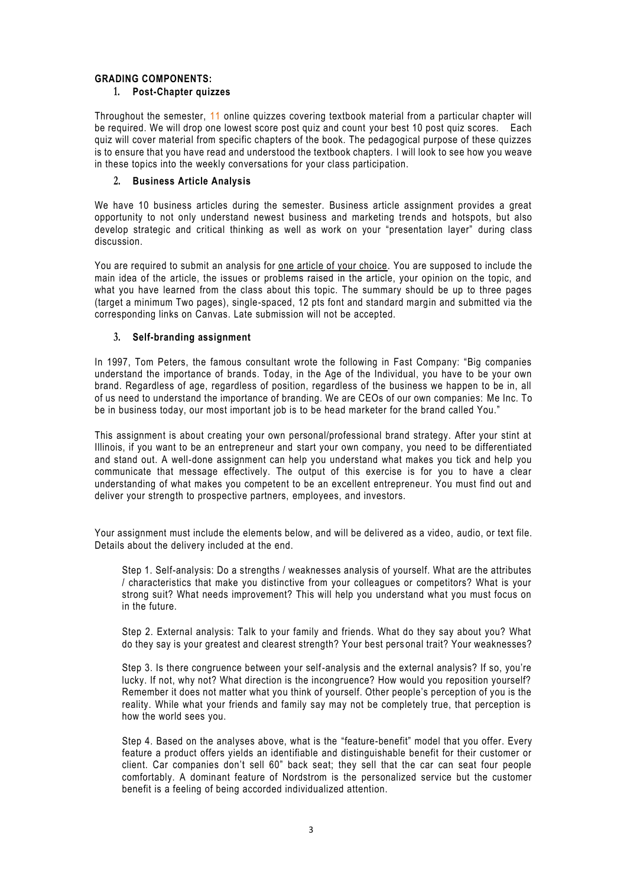**GRADING COMPONENTS:**

1. **Post-Chapter quizzes**

Throughout the semester, 11 online quizzes covering textbook material from a particular chapter will be required. We will drop one lowest score post quiz and count your best 10 post quiz scores. Each quiz will cover material from specific chapters of the book. The pedagogical purpose of these quizzes is to ensure that you have read and understood the textbook chapters. I will look to see how you weave in these topics into the weekly conversations for your class participation.

2. **Business Article Analysis**

We have 10 business articles during the semester. Business article assignment provides a great opportunity to not only understand newest business and marketing trends and hotspots, but also develop strategic and critical thinking as well as work on your "presentation layer" during class discussion.

You are required to submit an analysis for <u>one article of your choice</u>. You are supposed to include the main idea of the article, the issues or problems raised in the article, your opinion on the topic, and what you have learned from the class about this topic. The summary should be up to three pages (target a minimum Two pages), single-spaced, 12 pts font and standard margin and submitted via the corresponding links on Canvas. Late submission will not be accepted.

3. **Self-branding assignment**

In 1997, Tom Peters, the famous consultant wrote the following in Fast Company: "Big companies understand the importance of brands. Today, in the Age of the Individual, you have to be your own brand. Regardless of age, regardless of position, regardless of the business we happen to be in, all of us need to understand the importance of branding. We are CEOs of our own companies: Me Inc. To be in business today, our most important job is to be head marketer for the brand called You."

This assignment is about creating your own personal/professional brand strategy. After your stint at Illinois, if you want to be an entrepreneur and start your own company, you need to be differentiated and stand out. A well-done assignment can help you understand what makes you tick and help you communicate that message effectively. The output of this exercise is for you to have a clear understanding of what makes you competent to be an excellent entrepreneur. You must find out and deliver your strength to prospective partners, employees, and investors.

Your assignment must include the elements below, and will be delivered as a video, audio, or text file. Details about the delivery included at the end.

> Step 1. Self-analysis: Do a strengths / weaknesses analysis of yourself. What are the attributes / characteristics that make you distinctive from your colleagues or competitors? What is your strong suit? What needs improvement? This will help you understand what you must focus on in the future.
>
> Step 2. External analysis: Talk to your family and friends. What do they say about you? What do they say is your greatest and clearest strength? Your best personal trait? Your weaknesses?
>
> Step 3. Is there congruence between your self-analysis and the external analysis? If so, you're lucky. If not, why not? What direction is the incongruence? How would you reposition yourself? Remember it does not matter what you think of yourself. Other people's perception of you is the reality. While what your friends and family say may not be completely true, that perception is how the world sees you.
>
> Step 4. Based on the analyses above, what is the "feature-benefit" model that you offer. Every feature a product offers yields an identifiable and distinguishable benefit for their customer or client. Car companies don't sell 60" back seat; they sell that the car can seat four people comfortably. A dominant feature of Nordstrom is the personalized service but the customer benefit is a feeling of being accorded individualized attention.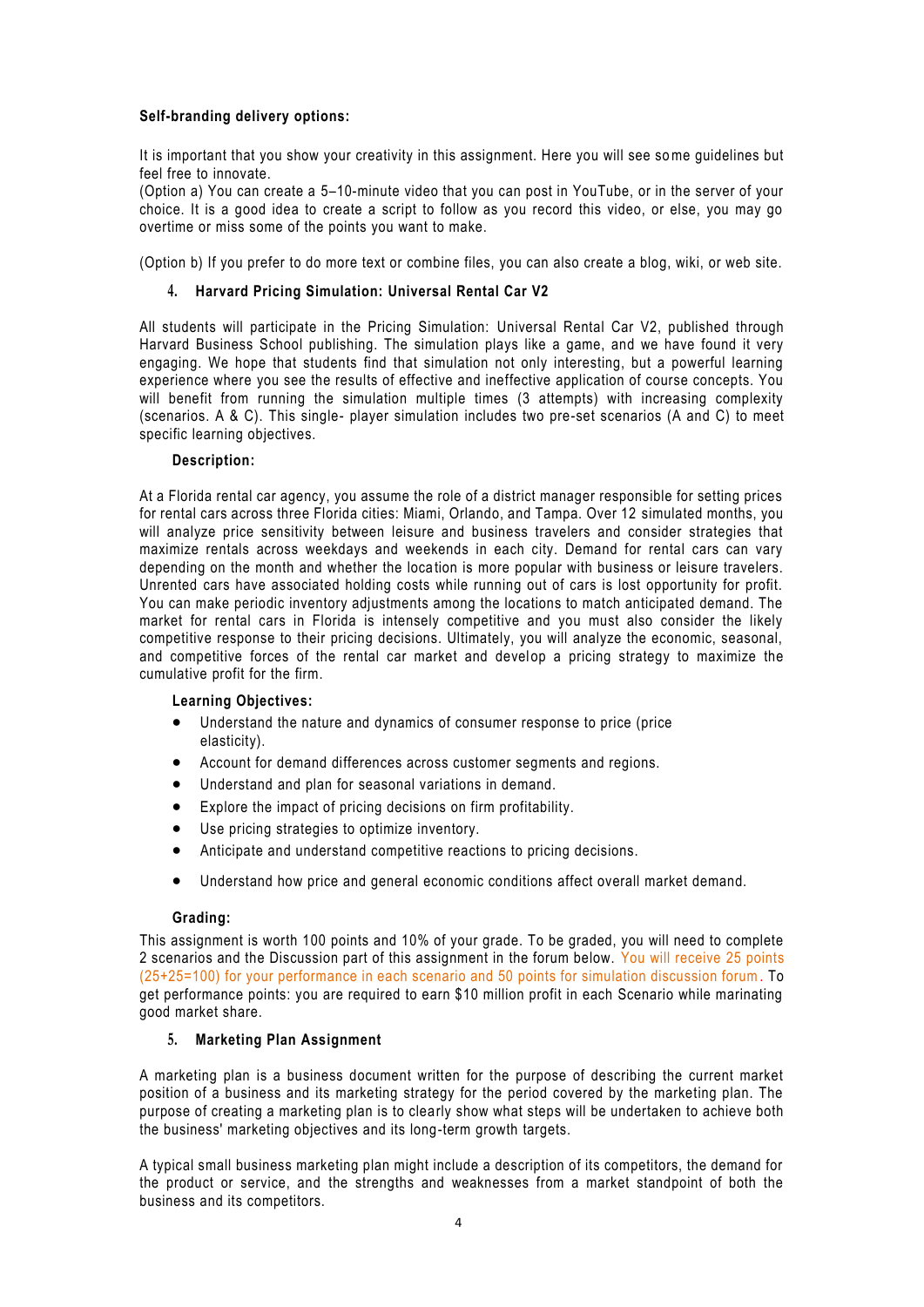**Self-branding delivery options:**

It is important that you show your creativity in this assignment. Here you will see some guidelines but feel free to innovate.
(Option a) You can create a 5–10-minute video that you can post in YouTube, or in the server of your choice. It is a good idea to create a script to follow as you record this video, or else, you may go overtime or miss some of the points you want to make.

(Option b) If you prefer to do more text or combine files, you can also create a blog, wiki, or web site.

## 4. Harvard Pricing Simulation: Universal Rental Car V2

All students will participate in the Pricing Simulation: Universal Rental Car V2, published through Harvard Business School publishing. The simulation plays like a game, and we have found it very engaging. We hope that students find that simulation not only interesting, but a powerful learning experience where you see the results of effective and ineffective application of course concepts. You will benefit from running the simulation multiple times (3 attempts) with increasing complexity (scenarios. A & C). This single- player simulation includes two pre-set scenarios (A and C) to meet specific learning objectives.

### Description:

At a Florida rental car agency, you assume the role of a district manager responsible for setting prices for rental cars across three Florida cities: Miami, Orlando, and Tampa. Over 12 simulated months, you will analyze price sensitivity between leisure and business travelers and consider strategies that maximize rentals across weekdays and weekends in each city. Demand for rental cars can vary depending on the month and whether the location is more popular with business or leisure travelers. Unrented cars have associated holding costs while running out of cars is lost opportunity for profit. You can make periodic inventory adjustments among the locations to match anticipated demand. The market for rental cars in Florida is intensely competitive and you must also consider the likely competitive response to their pricing decisions. Ultimately, you will analyze the economic, seasonal, and competitive forces of the rental car market and develop a pricing strategy to maximize the cumulative profit for the firm.

### Learning Objectives:

- Understand the nature and dynamics of consumer response to price (price elasticity).
- Account for demand differences across customer segments and regions.
- Understand and plan for seasonal variations in demand.
- Explore the impact of pricing decisions on firm profitability.
- Use pricing strategies to optimize inventory.
- Anticipate and understand competitive reactions to pricing decisions.
- Understand how price and general economic conditions affect overall market demand.

### Grading:

This assignment is worth 100 points and 10% of your grade. To be graded, you will need to complete 2 scenarios and the Discussion part of this assignment in the forum below. You will receive 25 points (25+25=100) for your performance in each scenario and 50 points for simulation discussion forum. To get performance points: you are required to earn $10 million profit in each Scenario while marinating good market share.

## 5. Marketing Plan Assignment

A marketing plan is a business document written for the purpose of describing the current market position of a business and its marketing strategy for the period covered by the marketing plan. The purpose of creating a marketing plan is to clearly show what steps will be undertaken to achieve both the business' marketing objectives and its long-term growth targets.

A typical small business marketing plan might include a description of its competitors, the demand for the product or service, and the strengths and weaknesses from a market standpoint of both the business and its competitors.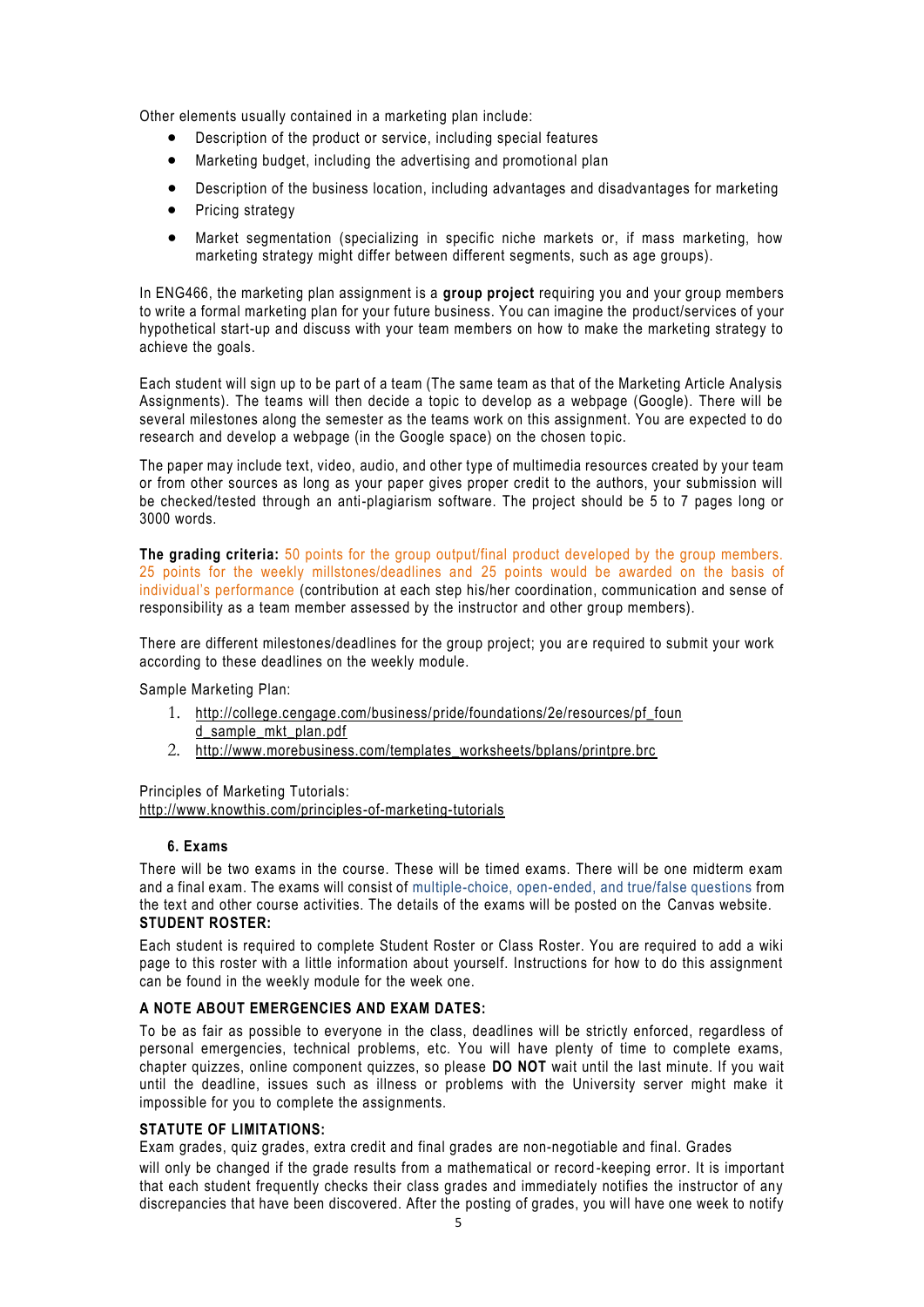Other elements usually contained in a marketing plan include:

- Description of the product or service, including special features
- Marketing budget, including the advertising and promotional plan
- Description of the business location, including advantages and disadvantages for marketing
- Pricing strategy
- Market segmentation (specializing in specific niche markets or, if mass marketing, how marketing strategy might differ between different segments, such as age groups).

In ENG466, the marketing plan assignment is a **group project** requiring you and your group members to write a formal marketing plan for your future business. You can imagine the product/services of your hypothetical start-up and discuss with your team members on how to make the marketing strategy to achieve the goals.

Each student will sign up to be part of a team (The same team as that of the Marketing Article Analysis Assignments). The teams will then decide a topic to develop as a webpage (Google). There will be several milestones along the semester as the teams work on this assignment. You are expected to do research and develop a webpage (in the Google space) on the chosen topic.

The paper may include text, video, audio, and other type of multimedia resources created by your team or from other sources as long as your paper gives proper credit to the authors, your submission will be checked/tested through an anti-plagiarism software. The project should be 5 to 7 pages long or 3000 words.

**The grading criteria:** 50 points for the group output/final product developed by the group members. 25 points for the weekly millstones/deadlines and 25 points would be awarded on the basis of individual's performance (contribution at each step his/her coordination, communication and sense of responsibility as a team member assessed by the instructor and other group members).

There are different milestones/deadlines for the group project; you are required to submit your work according to these deadlines on the weekly module.

Sample Marketing Plan:

1. http://college.cengage.com/business/pride/foundations/2e/resources/pf_found_sample_mkt_plan.pdf
2. http://www.morebusiness.com/templates_worksheets/bplans/printpre.brc

Principles of Marketing Tutorials:
http://www.knowthis.com/principles-of-marketing-tutorials

### 6. Exams

There will be two exams in the course. These will be timed exams. There will be one midterm exam and a final exam. The exams will consist of multiple-choice, open-ended, and true/false questions from the text and other course activities. The details of the exams will be posted on the Canvas website.

**STUDENT ROSTER:**

Each student is required to complete Student Roster or Class Roster. You are required to add a wiki page to this roster with a little information about yourself. Instructions for how to do this assignment can be found in the weekly module for the week one.

**A NOTE ABOUT EMERGENCIES AND EXAM DATES:**

To be as fair as possible to everyone in the class, deadlines will be strictly enforced, regardless of personal emergencies, technical problems, etc. You will have plenty of time to complete exams, chapter quizzes, online component quizzes, so please **DO NOT** wait until the last minute. If you wait until the deadline, issues such as illness or problems with the University server might make it impossible for you to complete the assignments.

**STATUTE OF LIMITATIONS:**

Exam grades, quiz grades, extra credit and final grades are non-negotiable and final. Grades will only be changed if the grade results from a mathematical or record-keeping error. It is important that each student frequently checks their class grades and immediately notifies the instructor of any discrepancies that have been discovered. After the posting of grades, you will have one week to notify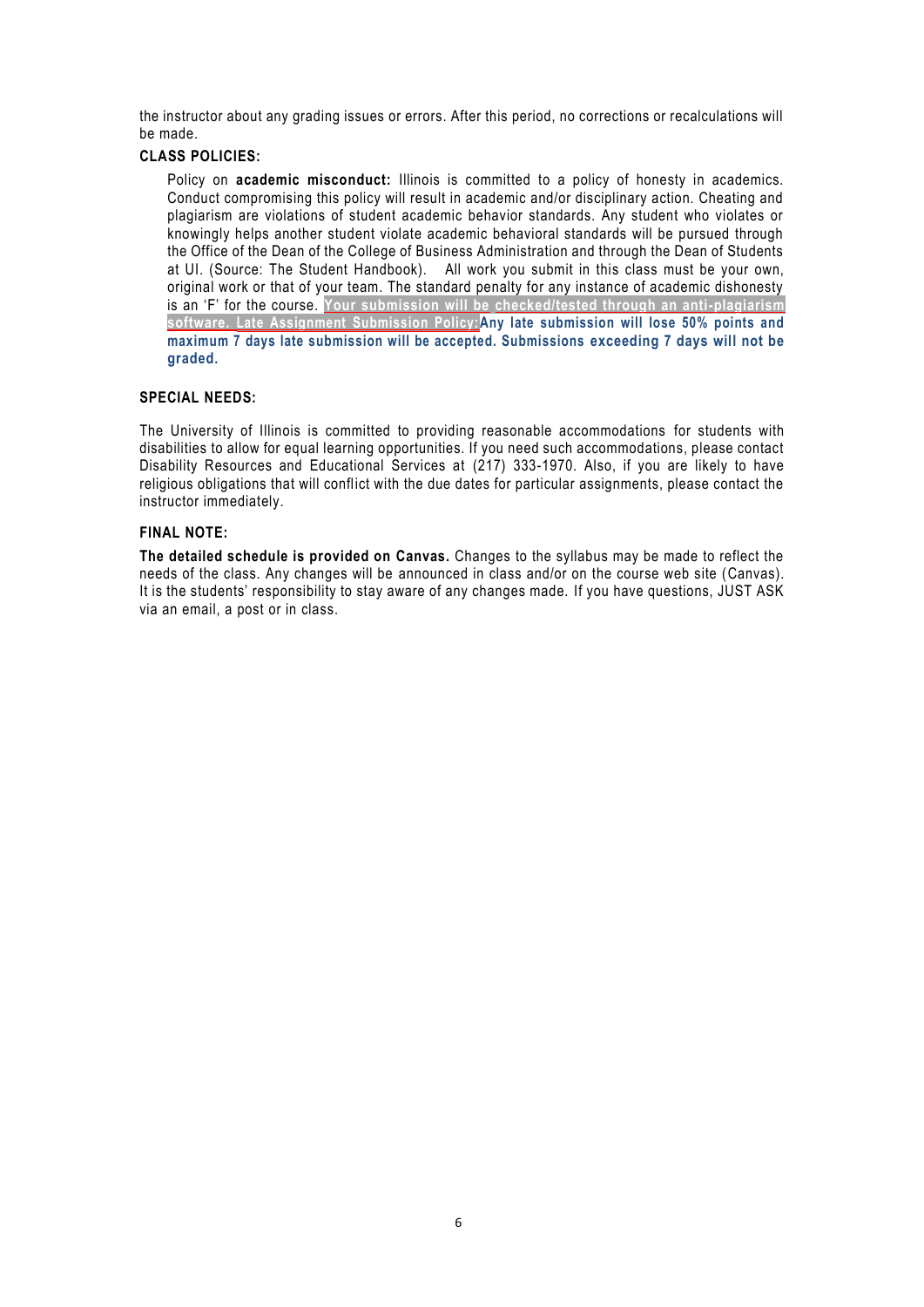the instructor about any grading issues or errors. After this period, no corrections or recalculations will be made.

**CLASS POLICIES:**

Policy on **academic misconduct:** Illinois is committed to a policy of honesty in academics. Conduct compromising this policy will result in academic and/or disciplinary action. Cheating and plagiarism are violations of student academic behavior standards. Any student who violates or knowingly helps another student violate academic behavioral standards will be pursued through the Office of the Dean of the College of Business Administration and through the Dean of Students at UI. (Source: The Student Handbook). All work you submit in this class must be your own, original work or that of your team. The standard penalty for any instance of academic dishonesty is an 'F' for the course. **Your submission will be checked/tested through an anti-plagiarism software. Late Assignment Submission Policy:** **Any late submission will lose 50% points and maximum 7 days late submission will be accepted. Submissions exceeding 7 days will not be graded.**

**SPECIAL NEEDS:**

The University of Illinois is committed to providing reasonable accommodations for students with disabilities to allow for equal learning opportunities. If you need such accommodations, please contact Disability Resources and Educational Services at (217) 333-1970. Also, if you are likely to have religious obligations that will conflict with the due dates for particular assignments, please contact the instructor immediately.

**FINAL NOTE:**

**The detailed schedule is provided on Canvas.** Changes to the syllabus may be made to reflect the needs of the class. Any changes will be announced in class and/or on the course web site (Canvas). It is the students' responsibility to stay aware of any changes made. If you have questions, JUST ASK via an email, a post or in class.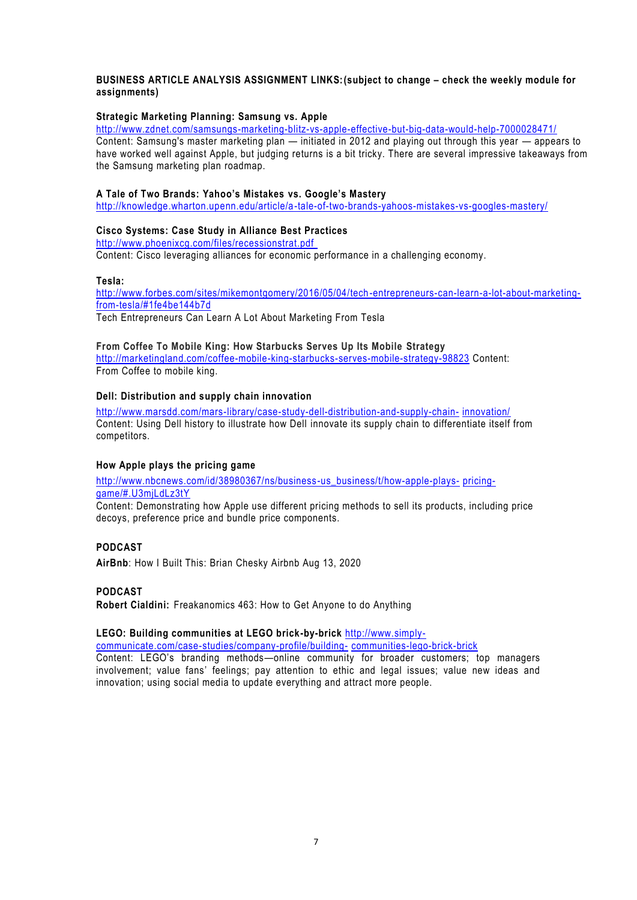**BUSINESS ARTICLE ANALYSIS ASSIGNMENT LINKS: (subject to change – check the weekly module for assignments)**

**Strategic Marketing Planning: Samsung vs. Apple**

http://www.zdnet.com/samsungs-marketing-blitz-vs-apple-effective-but-big-data-would-help-7000028471/
Content: Samsung's master marketing plan — initiated in 2012 and playing out through this year — appears to have worked well against Apple, but judging returns is a bit tricky. There are several impressive takeaways from the Samsung marketing plan roadmap.

**A Tale of Two Brands: Yahoo's Mistakes vs. Google's Mastery**

http://knowledge.wharton.upenn.edu/article/a-tale-of-two-brands-yahoos-mistakes-vs-googles-mastery/

**Cisco Systems: Case Study in Alliance Best Practices**

http://www.phoenixcg.com/files/recessionstrat.pdf
Content: Cisco leveraging alliances for economic performance in a challenging economy.

**Tesla:**

http://www.forbes.com/sites/mikemontgomery/2016/05/04/tech-entrepreneurs-can-learn-a-lot-about-marketing-from-tesla/#1fe4be144b7d
Tech Entrepreneurs Can Learn A Lot About Marketing From Tesla

**From Coffee To Mobile King: How Starbucks Serves Up Its Mobile Strategy**

http://marketingland.com/coffee-mobile-king-starbucks-serves-mobile-strategy-98823 Content: From Coffee to mobile king.

**Dell: Distribution and supply chain innovation**

http://www.marsdd.com/mars-library/case-study-dell-distribution-and-supply-chain- innovation/
Content: Using Dell history to illustrate how Dell innovate its supply chain to differentiate itself from competitors.

**How Apple plays the pricing game**

http://www.nbcnews.com/id/38980367/ns/business-us_business/t/how-apple-plays- pricing-game/#.U3mjLdLz3tY
Content: Demonstrating how Apple use different pricing methods to sell its products, including price decoys, preference price and bundle price components.

**PODCAST**

**AirBnb**: How I Built This: Brian Chesky Airbnb Aug 13, 2020

**PODCAST**

**Robert Cialdini:** Freakanomics 463: How to Get Anyone to do Anything

**LEGO: Building communities at LEGO brick-by-brick** http://www.simply-communicate.com/case-studies/company-profile/building- communities-lego-brick-brick
Content: LEGO's branding methods—online community for broader customers; top managers involvement; value fans' feelings; pay attention to ethic and legal issues; value new ideas and innovation; using social media to update everything and attract more people.